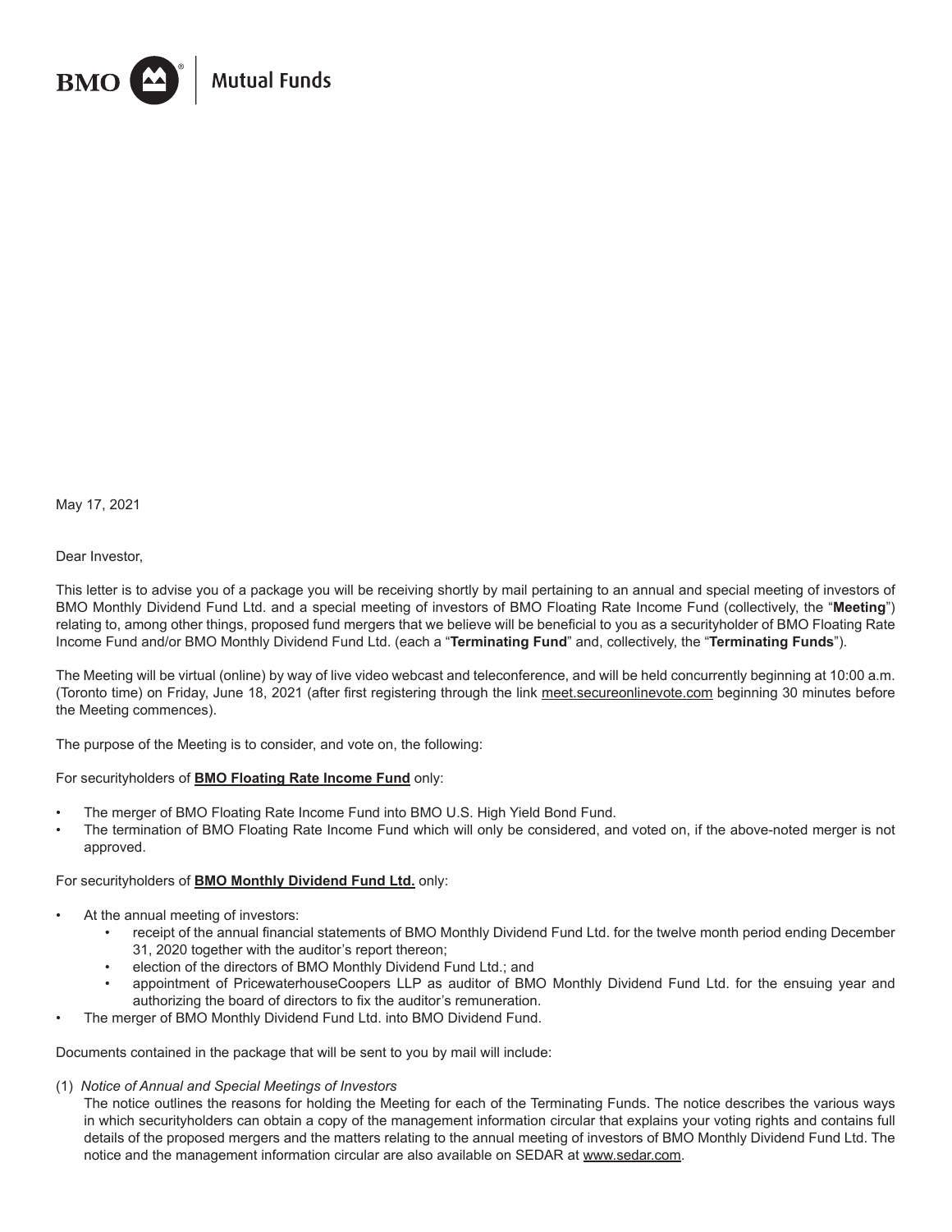BMO Mutual Funds

May 17, 2021

Dear Investor,

This letter is to advise you of a package you will be receiving shortly by mail pertaining to an annual and special meeting of investors of BMO Monthly Dividend Fund Ltd. and a special meeting of investors of BMO Floating Rate Income Fund (collectively, the "**Meeting**") relating to, among other things, proposed fund mergers that we believe will be beneficial to you as a securityholder of BMO Floating Rate Income Fund and/or BMO Monthly Dividend Fund Ltd. (each a "**Terminating Fund**" and, collectively, the "**Terminating Funds**").

The Meeting will be virtual (online) by way of live video webcast and teleconference, and will be held concurrently beginning at 10:00 a.m. (Toronto time) on Friday, June 18, 2021 (after first registering through the link meet.secureonlinevote.com beginning 30 minutes before the Meeting commences).

The purpose of the Meeting is to consider, and vote on, the following:

For securityholders of **BMO Floating Rate Income Fund** only:

- The merger of BMO Floating Rate Income Fund into BMO U.S. High Yield Bond Fund.
- The termination of BMO Floating Rate Income Fund which will only be considered, and voted on, if the above-noted merger is not approved.

For securityholders of **BMO Monthly Dividend Fund Ltd.** only:

- At the annual meeting of investors:
  - receipt of the annual financial statements of BMO Monthly Dividend Fund Ltd. for the twelve month period ending December 31, 2020 together with the auditor's report thereon;
  - election of the directors of BMO Monthly Dividend Fund Ltd.; and
  - appointment of PricewaterhouseCoopers LLP as auditor of BMO Monthly Dividend Fund Ltd. for the ensuing year and authorizing the board of directors to fix the auditor's remuneration.
- The merger of BMO Monthly Dividend Fund Ltd. into BMO Dividend Fund.

Documents contained in the package that will be sent to you by mail will include:

(1) *Notice of Annual and Special Meetings of Investors*
The notice outlines the reasons for holding the Meeting for each of the Terminating Funds. The notice describes the various ways in which securityholders can obtain a copy of the management information circular that explains your voting rights and contains full details of the proposed mergers and the matters relating to the annual meeting of investors of BMO Monthly Dividend Fund Ltd. The notice and the management information circular are also available on SEDAR at www.sedar.com.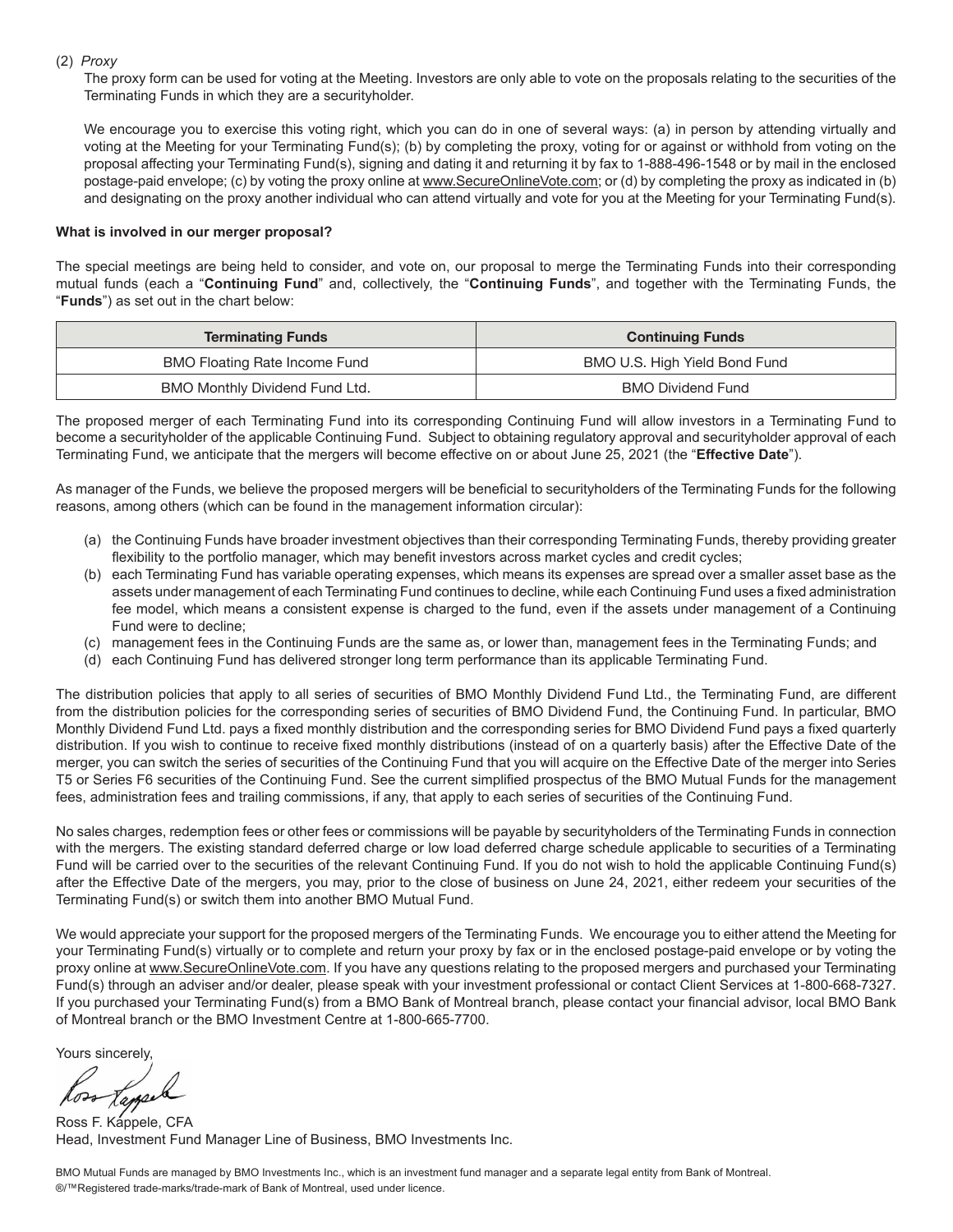(2) *Proxy*

The proxy form can be used for voting at the Meeting. Investors are only able to vote on the proposals relating to the securities of the Terminating Funds in which they are a securityholder.

We encourage you to exercise this voting right, which you can do in one of several ways: (a) in person by attending virtually and voting at the Meeting for your Terminating Fund(s); (b) by completing the proxy, voting for or against or withhold from voting on the proposal affecting your Terminating Fund(s), signing and dating it and returning it by fax to 1-888-496-1548 or by mail in the enclosed postage-paid envelope; (c) by voting the proxy online at www.SecureOnlineVote.com; or (d) by completing the proxy as indicated in (b) and designating on the proxy another individual who can attend virtually and vote for you at the Meeting for your Terminating Fund(s).

**What is involved in our merger proposal?**

The special meetings are being held to consider, and vote on, our proposal to merge the Terminating Funds into their corresponding mutual funds (each a "**Continuing Fund**" and, collectively, the "**Continuing Funds**", and together with the Terminating Funds, the "**Funds**") as set out in the chart below:

| Terminating Funds | Continuing Funds |
|---|---|
| BMO Floating Rate Income Fund | BMO U.S. High Yield Bond Fund |
| BMO Monthly Dividend Fund Ltd. | BMO Dividend Fund |

The proposed merger of each Terminating Fund into its corresponding Continuing Fund will allow investors in a Terminating Fund to become a securityholder of the applicable Continuing Fund. Subject to obtaining regulatory approval and securityholder approval of each Terminating Fund, we anticipate that the mergers will become effective on or about June 25, 2021 (the "**Effective Date**").

As manager of the Funds, we believe the proposed mergers will be beneficial to securityholders of the Terminating Funds for the following reasons, among others (which can be found in the management information circular):

(a) the Continuing Funds have broader investment objectives than their corresponding Terminating Funds, thereby providing greater flexibility to the portfolio manager, which may benefit investors across market cycles and credit cycles;
(b) each Terminating Fund has variable operating expenses, which means its expenses are spread over a smaller asset base as the assets under management of each Terminating Fund continues to decline, while each Continuing Fund uses a fixed administration fee model, which means a consistent expense is charged to the fund, even if the assets under management of a Continuing Fund were to decline;
(c) management fees in the Continuing Funds are the same as, or lower than, management fees in the Terminating Funds; and
(d) each Continuing Fund has delivered stronger long term performance than its applicable Terminating Fund.

The distribution policies that apply to all series of securities of BMO Monthly Dividend Fund Ltd., the Terminating Fund, are different from the distribution policies for the corresponding series of securities of BMO Dividend Fund, the Continuing Fund. In particular, BMO Monthly Dividend Fund Ltd. pays a fixed monthly distribution and the corresponding series for BMO Dividend Fund pays a fixed quarterly distribution. If you wish to continue to receive fixed monthly distributions (instead of on a quarterly basis) after the Effective Date of the merger, you can switch the series of securities of the Continuing Fund that you will acquire on the Effective Date of the merger into Series T5 or Series F6 securities of the Continuing Fund. See the current simplified prospectus of the BMO Mutual Funds for the management fees, administration fees and trailing commissions, if any, that apply to each series of securities of the Continuing Fund.

No sales charges, redemption fees or other fees or commissions will be payable by securityholders of the Terminating Funds in connection with the mergers. The existing standard deferred charge or low load deferred charge schedule applicable to securities of a Terminating Fund will be carried over to the securities of the relevant Continuing Fund. If you do not wish to hold the applicable Continuing Fund(s) after the Effective Date of the mergers, you may, prior to the close of business on June 24, 2021, either redeem your securities of the Terminating Fund(s) or switch them into another BMO Mutual Fund.

We would appreciate your support for the proposed mergers of the Terminating Funds. We encourage you to either attend the Meeting for your Terminating Fund(s) virtually or to complete and return your proxy by fax or in the enclosed postage-paid envelope or by voting the proxy online at www.SecureOnlineVote.com. If you have any questions relating to the proposed mergers and purchased your Terminating Fund(s) through an adviser and/or dealer, please speak with your investment professional or contact Client Services at 1-800-668-7327. If you purchased your Terminating Fund(s) from a BMO Bank of Montreal branch, please contact your financial advisor, local BMO Bank of Montreal branch or the BMO Investment Centre at 1-800-665-7700.

Yours sincerely,

Ross F. Kappele, CFA
Head, Investment Fund Manager Line of Business, BMO Investments Inc.

BMO Mutual Funds are managed by BMO Investments Inc., which is an investment fund manager and a separate legal entity from Bank of Montreal.
®/™Registered trade-marks/trade-mark of Bank of Montreal, used under licence.